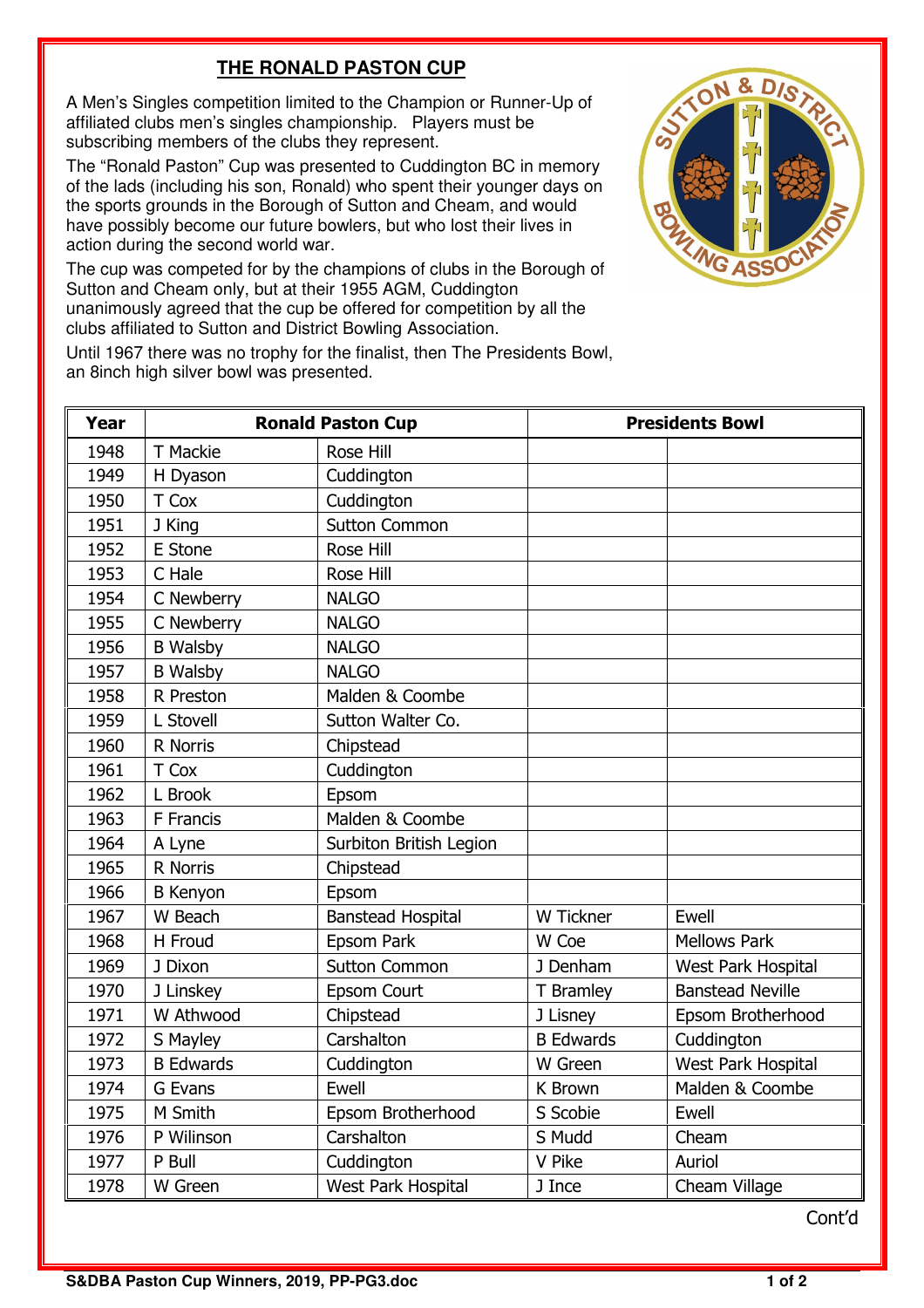## THE RONALD PASTON CUP

A Men's Singles competition limited to the Champion or Runner-Up of affiliated clubs men's singles championship. Players must be subscribing members of the clubs they represent.

The "Ronald Paston" Cup was presented to Cuddington BC in memory of the lads (including his son, Ronald) who spent their younger days on the sports grounds in the Borough of Sutton and Cheam, and would have possibly become our future bowlers, but who lost their lives in action during the second world war.

The cup was competed for by the champions of clubs in the Borough of Sutton and Cheam only, but at their 1955 AGM, Cuddington unanimously agreed that the cup be offered for competition by all the clubs affiliated to Sutton and District Bowling Association.

Until 1967 there was no trophy for the finalist, then The Presidents Bowl, an 8inch high silver bowl was presented.

| Year | Ronald Paston Cup | | Presidents Bowl | |
|---|---|---|---|---|
| 1948 | T Mackie | Rose Hill | | |
| 1949 | H Dyason | Cuddington | | |
| 1950 | T Cox | Cuddington | | |
| 1951 | J King | Sutton Common | | |
| 1952 | E Stone | Rose Hill | | |
| 1953 | C Hale | Rose Hill | | |
| 1954 | C Newberry | NALGO | | |
| 1955 | C Newberry | NALGO | | |
| 1956 | B Walsby | NALGO | | |
| 1957 | B Walsby | NALGO | | |
| 1958 | R Preston | Malden & Coombe | | |
| 1959 | L Stovell | Sutton Walter Co. | | |
| 1960 | R Norris | Chipstead | | |
| 1961 | T Cox | Cuddington | | |
| 1962 | L Brook | Epsom | | |
| 1963 | F Francis | Malden & Coombe | | |
| 1964 | A Lyne | Surbiton British Legion | | |
| 1965 | R Norris | Chipstead | | |
| 1966 | B Kenyon | Epsom | | |
| 1967 | W Beach | Banstead Hospital | W Tickner | Ewell |
| 1968 | H Froud | Epsom Park | W Coe | Mellows Park |
| 1969 | J Dixon | Sutton Common | J Denham | West Park Hospital |
| 1970 | J Linskey | Epsom Court | T Bramley | Banstead Neville |
| 1971 | W Athwood | Chipstead | J Lisney | Epsom Brotherhood |
| 1972 | S Mayley | Carshalton | B Edwards | Cuddington |
| 1973 | B Edwards | Cuddington | W Green | West Park Hospital |
| 1974 | G Evans | Ewell | K Brown | Malden & Coombe |
| 1975 | M Smith | Epsom Brotherhood | S Scobie | Ewell |
| 1976 | P Wilinson | Carshalton | S Mudd | Cheam |
| 1977 | P Bull | Cuddington | V Pike | Auriol |
| 1978 | W Green | West Park Hospital | J Ince | Cheam Village |

Cont'd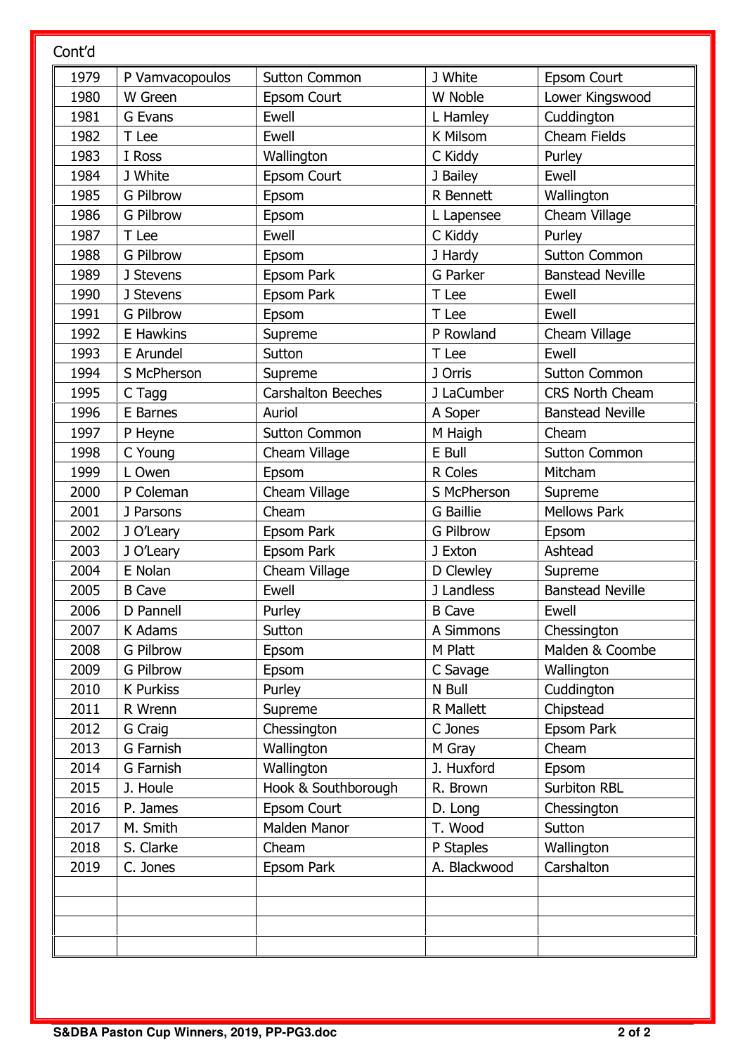Cont'd

| | | | | |
|---|---|---|---|---|
| 1979 | P Vamvacopoulos | Sutton Common | J White | Epsom Court |
| 1980 | W Green | Epsom Court | W Noble | Lower Kingswood |
| 1981 | G Evans | Ewell | L Hamley | Cuddington |
| 1982 | T Lee | Ewell | K Milsom | Cheam Fields |
| 1983 | I Ross | Wallington | C Kiddy | Purley |
| 1984 | J White | Epsom Court | J Bailey | Ewell |
| 1985 | G Pilbrow | Epsom | R Bennett | Wallington |
| 1986 | G Pilbrow | Epsom | L Lapensee | Cheam Village |
| 1987 | T Lee | Ewell | C Kiddy | Purley |
| 1988 | G Pilbrow | Epsom | J Hardy | Sutton Common |
| 1989 | J Stevens | Epsom Park | G Parker | Banstead Neville |
| 1990 | J Stevens | Epsom Park | T Lee | Ewell |
| 1991 | G Pilbrow | Epsom | T Lee | Ewell |
| 1992 | E Hawkins | Supreme | P Rowland | Cheam Village |
| 1993 | E Arundel | Sutton | T Lee | Ewell |
| 1994 | S McPherson | Supreme | J Orris | Sutton Common |
| 1995 | C Tagg | Carshalton Beeches | J LaCumber | CRS North Cheam |
| 1996 | E Barnes | Auriol | A Soper | Banstead Neville |
| 1997 | P Heyne | Sutton Common | M Haigh | Cheam |
| 1998 | C Young | Cheam Village | E Bull | Sutton Common |
| 1999 | L Owen | Epsom | R Coles | Mitcham |
| 2000 | P Coleman | Cheam Village | S McPherson | Supreme |
| 2001 | J Parsons | Cheam | G Baillie | Mellows Park |
| 2002 | J O'Leary | Epsom Park | G Pilbrow | Epsom |
| 2003 | J O'Leary | Epsom Park | J Exton | Ashtead |
| 2004 | E Nolan | Cheam Village | D Clewley | Supreme |
| 2005 | B Cave | Ewell | J Landless | Banstead Neville |
| 2006 | D Pannell | Purley | B Cave | Ewell |
| 2007 | K Adams | Sutton | A Simmons | Chessington |
| 2008 | G Pilbrow | Epsom | M Platt | Malden & Coombe |
| 2009 | G Pilbrow | Epsom | C Savage | Wallington |
| 2010 | K Purkiss | Purley | N Bull | Cuddington |
| 2011 | R Wrenn | Supreme | R Mallett | Chipstead |
| 2012 | G Craig | Chessington | C Jones | Epsom Park |
| 2013 | G Farnish | Wallington | M Gray | Cheam |
| 2014 | G Farnish | Wallington | J. Huxford | Epsom |
| 2015 | J. Houle | Hook & Southborough | R. Brown | Surbiton RBL |
| 2016 | P. James | Epsom Court | D. Long | Chessington |
| 2017 | M. Smith | Malden Manor | T. Wood | Sutton |
| 2018 | S. Clarke | Cheam | P Staples | Wallington |
| 2019 | C. Jones | Epsom Park | A. Blackwood | Carshalton |
| | | | | |
| | | | | |
| | | | | |
| | | | | |

S&DBA Paston Cup Winners, 2019, PP-PG3.doc